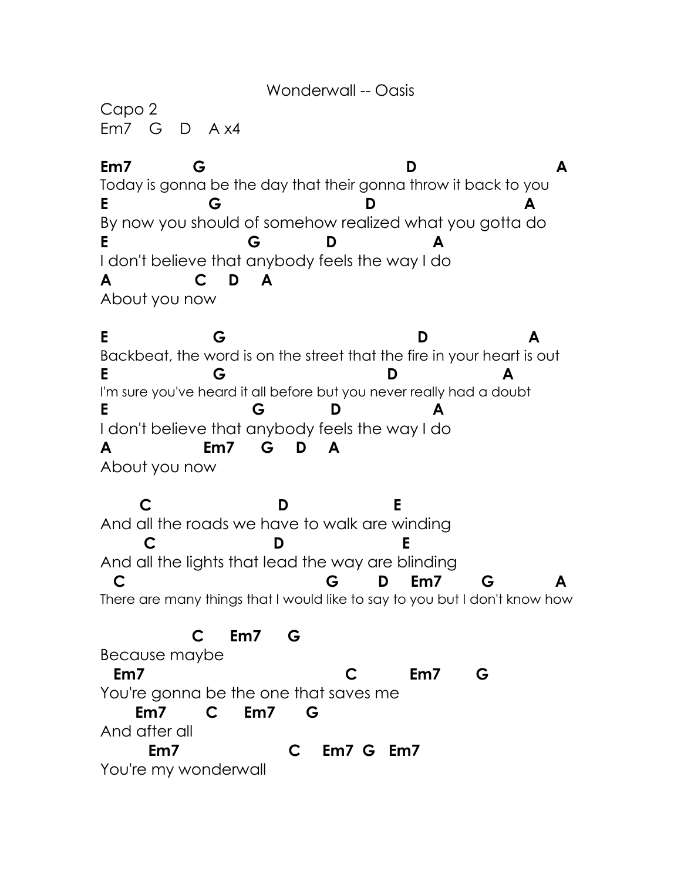Wonderwall -- Oasis

Capo 2
Em7 G D A x4

```
Em7          G                              D                  A
Today is gonna be the day that their gonna throw it back to you
E              G                      D                    A
By now you should of somehow realized what you gotta do
E                 G          D              A
I don't believe that anybody feels the way I do
A            C   D   A
About you now

E              G                                D              A
Backbeat, the word is on the street that the fire in your heart is out
E              G                               D              A
I'm sure you've heard it all before but you never really had a doubt
E                 G          D              A
I don't believe that anybody feels the way I do
A              Em7    G   D   A
About you now

      C                  D                 E
And all the roads we have to walk are winding
      C                  D                 E
And all the lights that lead the way are blinding
  C                              G      D    Em7      G         A
There are many things that I would like to say to you but I don't know how

              C    Em7    G
Because maybe
  Em7                           C         Em7       G
You're gonna be the one that saves me
     Em7      C    Em7     G
And after all
       Em7              C    Em7  G  Em7
You're my wonderwall
```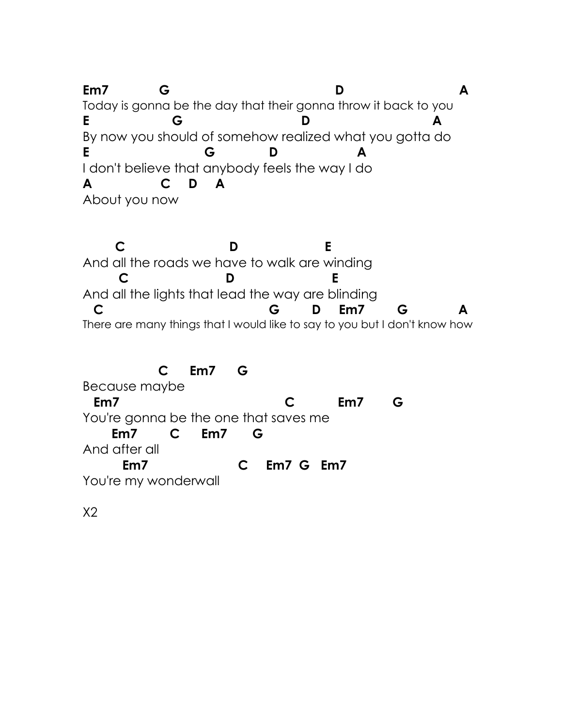```
Em7          G                                    D                    A
Today is gonna be the day that their gonna throw it back to you
E              G                         D                    A
By now you should of somehow realized what you gotta do
E                   G          D              A
I don't believe that anybody feels the way I do
A              C    D    A
About you now


      C                        D                E
And all the roads we have to walk are winding
       C                       D                E
And all the lights that lead the way are blinding
  C                                     G       D    Em7      G         A
There are many things that I would like to say to you but I don't know how


              C     Em7    G
Because maybe
  Em7                              C         Em7      G
You're gonna be the one that saves me
     Em7      C     Em7     G
And after all
       Em7                C     Em7  G   Em7
You're my wonderwall
```

X2